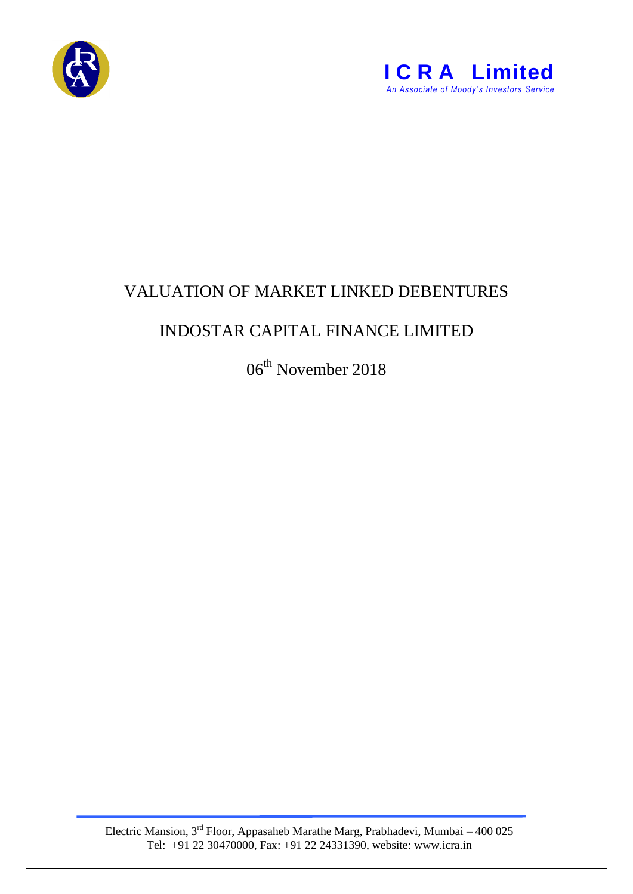**ICRA Limited**

*An Associate of Moody's Investors Service*

# VALUATION OF MARKET LINKED DEBENTURES

# INDOSTAR CAPITAL FINANCE LIMITED

06th November 2018

Electric Mansion, 3rd Floor, Appasaheb Marathe Marg, Prabhadevi, Mumbai – 400 025
Tel: +91 22 30470000, Fax: +91 22 24331390, website: www.icra.in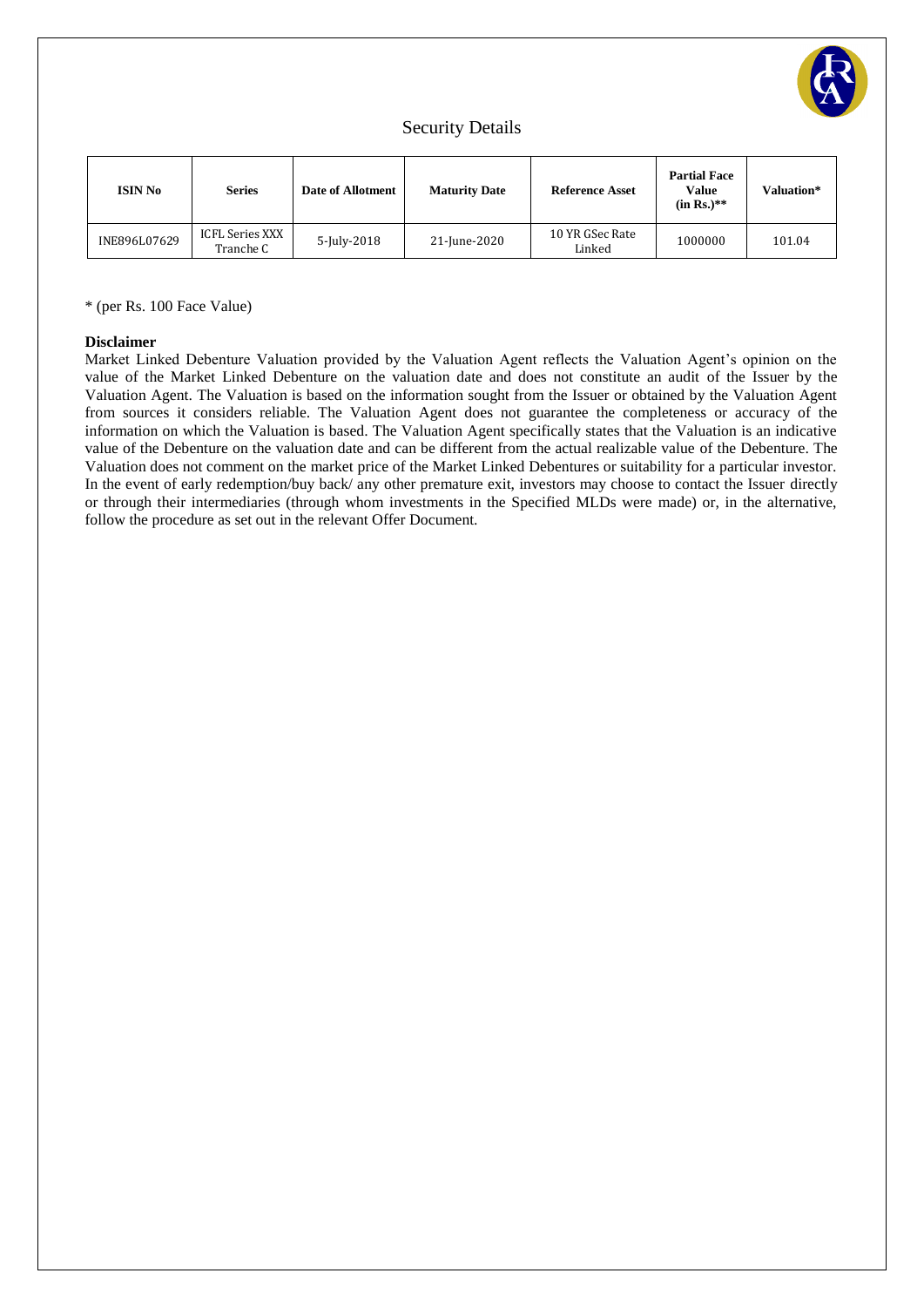## Security Details

| ISIN No | Series | Date of Allotment | Maturity Date | Reference Asset | Partial Face Value (in Rs.)** | Valuation* |
|---|---|---|---|---|---|---|
| INE896L07629 | ICFL Series XXX Tranche C | 5-July-2018 | 21-June-2020 | 10 YR GSec Rate Linked | 1000000 | 101.04 |

* (per Rs. 100 Face Value)

**Disclaimer**

Market Linked Debenture Valuation provided by the Valuation Agent reflects the Valuation Agent's opinion on the value of the Market Linked Debenture on the valuation date and does not constitute an audit of the Issuer by the Valuation Agent. The Valuation is based on the information sought from the Issuer or obtained by the Valuation Agent from sources it considers reliable. The Valuation Agent does not guarantee the completeness or accuracy of the information on which the Valuation is based. The Valuation Agent specifically states that the Valuation is an indicative value of the Debenture on the valuation date and can be different from the actual realizable value of the Debenture. The Valuation does not comment on the market price of the Market Linked Debentures or suitability for a particular investor. In the event of early redemption/buy back/ any other premature exit, investors may choose to contact the Issuer directly or through their intermediaries (through whom investments in the Specified MLDs were made) or, in the alternative, follow the procedure as set out in the relevant Offer Document.